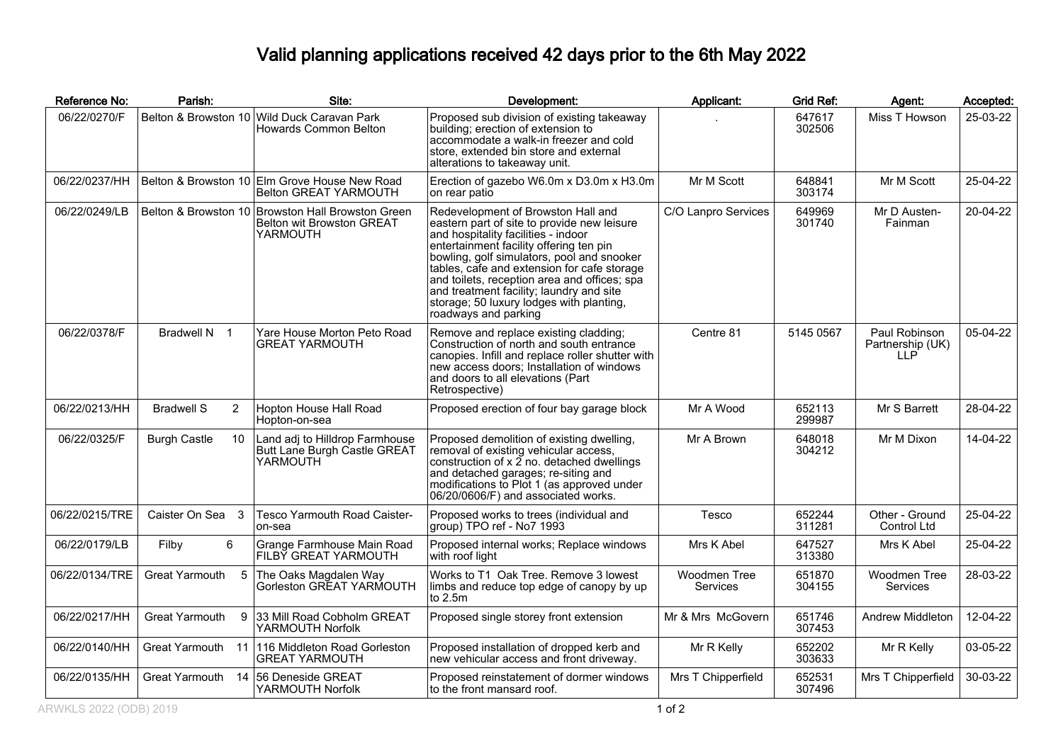# Valid planning applications received 42 days prior to the 6th May 2022

| Reference No: | Parish: | Site: | Development: | Applicant: | Grid Ref: | Agent: | Accepted: |
|---|---|---|---|---|---|---|---|
| 06/22/0270/F | Belton & Browston 10 | Wild Duck Caravan Park Howards Common Belton | Proposed sub division of existing takeaway building; erection of extension to accommodate a walk-in freezer and cold store, extended bin store and external alterations to takeaway unit. | . | 647617 302506 | Miss T Howson | 25-03-22 |
| 06/22/0237/HH | Belton & Browston 10 | Elm Grove House New Road Belton GREAT YARMOUTH | Erection of gazebo W6.0m x D3.0m x H3.0m on rear patio | Mr M Scott | 648841 303174 | Mr M Scott | 25-04-22 |
| 06/22/0249/LB | Belton & Browston 10 | Browston Hall Browston Green Belton wit Browston GREAT YARMOUTH | Redevelopment of Browston Hall and eastern part of site to provide new leisure and hospitality facilities - indoor entertainment facility offering ten pin bowling, golf simulators, pool and snooker tables, cafe and extension for cafe storage and toilets, reception area and offices; spa and treatment facility; laundry and site storage; 50 luxury lodges with planting, roadways and parking | C/O Lanpro Services | 649969 301740 | Mr D Austen-Fainman | 20-04-22 |
| 06/22/0378/F | Bradwell N 1 | Yare House Morton Peto Road GREAT YARMOUTH | Remove and replace existing cladding; Construction of north and south entrance canopies. Infill and replace roller shutter with new access doors; Installation of windows and doors to all elevations (Part Retrospective) | Centre 81 | 5145 0567 | Paul Robinson Partnership (UK) LLP | 05-04-22 |
| 06/22/0213/HH | Bradwell S 2 | Hopton House Hall Road Hopton-on-sea | Proposed erection of four bay garage block | Mr A Wood | 652113 299987 | Mr S Barrett | 28-04-22 |
| 06/22/0325/F | Burgh Castle 10 | Land adj to Hilldrop Farmhouse Butt Lane Burgh Castle GREAT YARMOUTH | Proposed demolition of existing dwelling, removal of existing vehicular access, construction of x 2 no. detached dwellings and detached garages; re-siting and modifications to Plot 1 (as approved under 06/20/0606/F) and associated works. | Mr A Brown | 648018 304212 | Mr M Dixon | 14-04-22 |
| 06/22/0215/TRE | Caister On Sea 3 | Tesco Yarmouth Road Caister-on-sea | Proposed works to trees (individual and group) TPO ref - No7 1993 | Tesco | 652244 311281 | Other - Ground Control Ltd | 25-04-22 |
| 06/22/0179/LB | Filby 6 | Grange Farmhouse Main Road FILBY GREAT YARMOUTH | Proposed internal works; Replace windows with roof light | Mrs K Abel | 647527 313380 | Mrs K Abel | 25-04-22 |
| 06/22/0134/TRE | Great Yarmouth 5 | The Oaks Magdalen Way Gorleston GREAT YARMOUTH | Works to T1 Oak Tree. Remove 3 lowest limbs and reduce top edge of canopy by up to 2.5m | Woodmen Tree Services | 651870 304155 | Woodmen Tree Services | 28-03-22 |
| 06/22/0217/HH | Great Yarmouth 9 | 33 Mill Road Cobholm GREAT YARMOUTH Norfolk | Proposed single storey front extension | Mr & Mrs McGovern | 651746 307453 | Andrew Middleton | 12-04-22 |
| 06/22/0140/HH | Great Yarmouth 11 | 116 Middleton Road Gorleston GREAT YARMOUTH | Proposed installation of dropped kerb and new vehicular access and front driveway. | Mr R Kelly | 652202 303633 | Mr R Kelly | 03-05-22 |
| 06/22/0135/HH | Great Yarmouth 14 | 56 Deneside GREAT YARMOUTH Norfolk | Proposed reinstatement of dormer windows to the front mansard roof. | Mrs T Chipperfield | 652531 307496 | Mrs T Chipperfield | 30-03-22 |

ARWKLS 2022 (ODB) 2019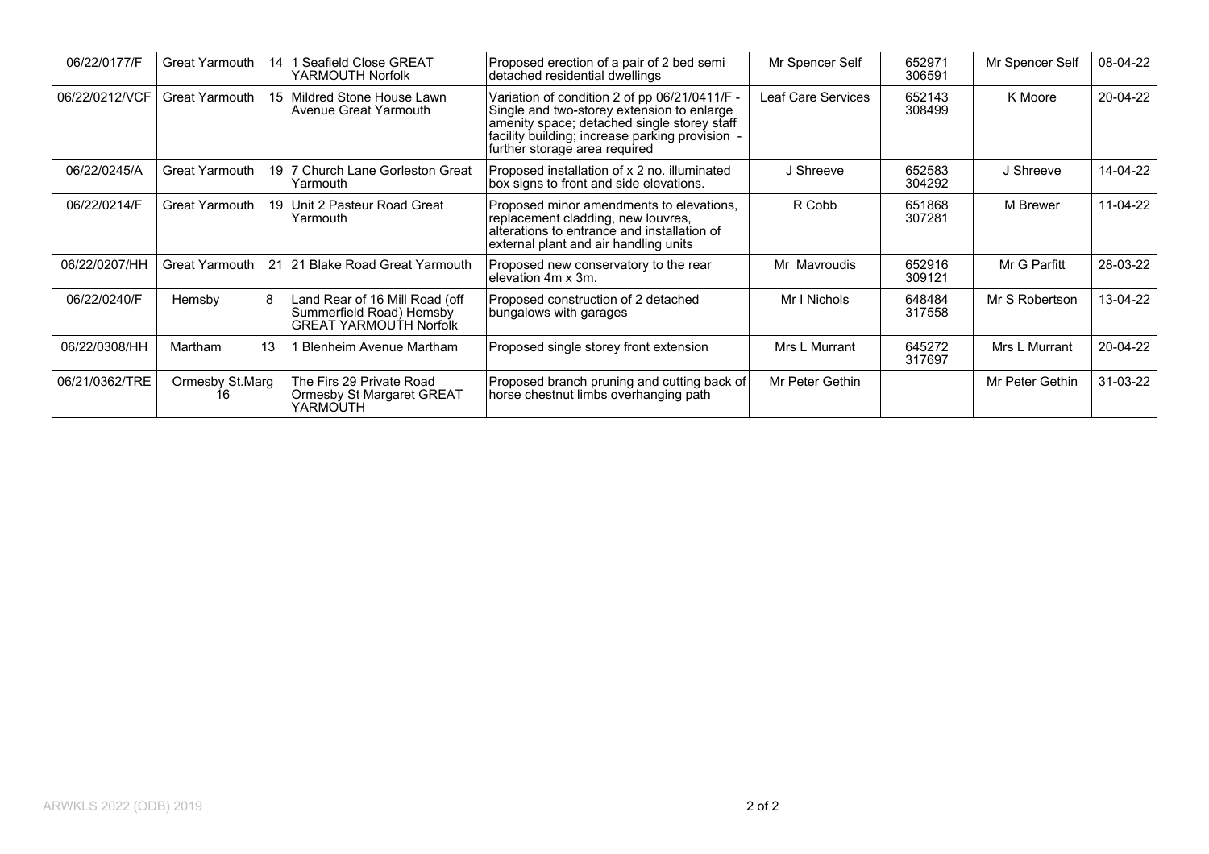| | | | | | | | | |
|---|---|---|---|---|---|---|---|---|
| 06/22/0177/F | Great Yarmouth | 14 | 1 Seafield Close GREAT YARMOUTH Norfolk | Proposed erection of a pair of 2 bed semi detached residential dwellings | Mr Spencer Self | 652971 306591 | Mr Spencer Self | 08-04-22 |
| 06/22/0212/VCF | Great Yarmouth | 15 | Mildred Stone House Lawn Avenue Great Yarmouth | Variation of condition 2 of pp 06/21/0411/F - Single and two-storey extension to enlarge amenity space; detached single storey staff facility building; increase parking provision - further storage area required | Leaf Care Services | 652143 308499 | K Moore | 20-04-22 |
| 06/22/0245/A | Great Yarmouth | 19 | 7 Church Lane Gorleston Great Yarmouth | Proposed installation of x 2 no. illuminated box signs to front and side elevations. | J Shreeve | 652583 304292 | J Shreeve | 14-04-22 |
| 06/22/0214/F | Great Yarmouth | 19 | Unit 2 Pasteur Road Great Yarmouth | Proposed minor amendments to elevations, replacement cladding, new louvres, alterations to entrance and installation of external plant and air handling units | R Cobb | 651868 307281 | M Brewer | 11-04-22 |
| 06/22/0207/HH | Great Yarmouth | 21 | 21 Blake Road Great Yarmouth | Proposed new conservatory to the rear elevation 4m x 3m. | Mr Mavroudis | 652916 309121 | Mr G Parfitt | 28-03-22 |
| 06/22/0240/F | Hemsby | 8 | Land Rear of 16 Mill Road (off Summerfield Road) Hemsby GREAT YARMOUTH Norfolk | Proposed construction of 2 detached bungalows with garages | Mr I Nichols | 648484 317558 | Mr S Robertson | 13-04-22 |
| 06/22/0308/HH | Martham | 13 | 1 Blenheim Avenue Martham | Proposed single storey front extension | Mrs L Murrant | 645272 317697 | Mrs L Murrant | 20-04-22 |
| 06/21/0362/TRE | Ormesby St.Marg | 16 | The Firs 29 Private Road Ormesby St Margaret GREAT YARMOUTH | Proposed branch pruning and cutting back of horse chestnut limbs overhanging path | Mr Peter Gethin | | Mr Peter Gethin | 31-03-22 |

ARWKLS 2022 (ODB) 2019